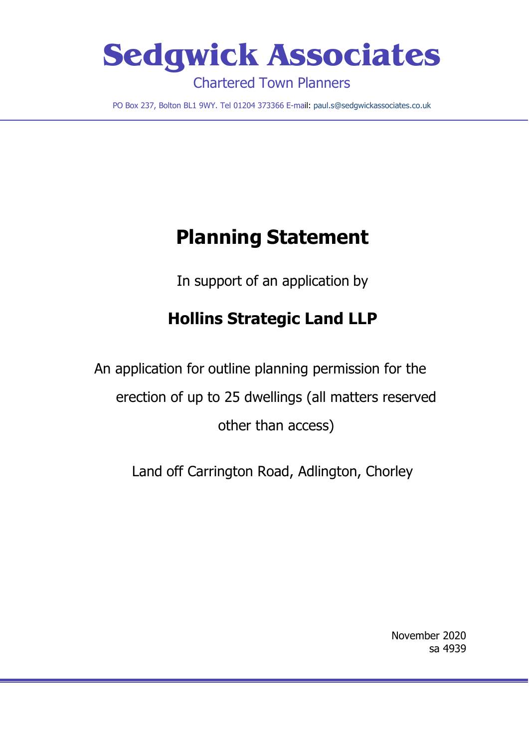# Sedgwick Associates

Chartered Town Planners

PO Box 237, Bolton BL1 9WY. Tel 01204 373366 E-mail: paul.s@sedgwickassociates.co.uk

## Planning Statement

In support of an application by

**Hollins Strategic Land LLP**

An application for outline planning permission for the erection of up to 25 dwellings (all matters reserved other than access)

Land off Carrington Road, Adlington, Chorley

November 2020
sa 4939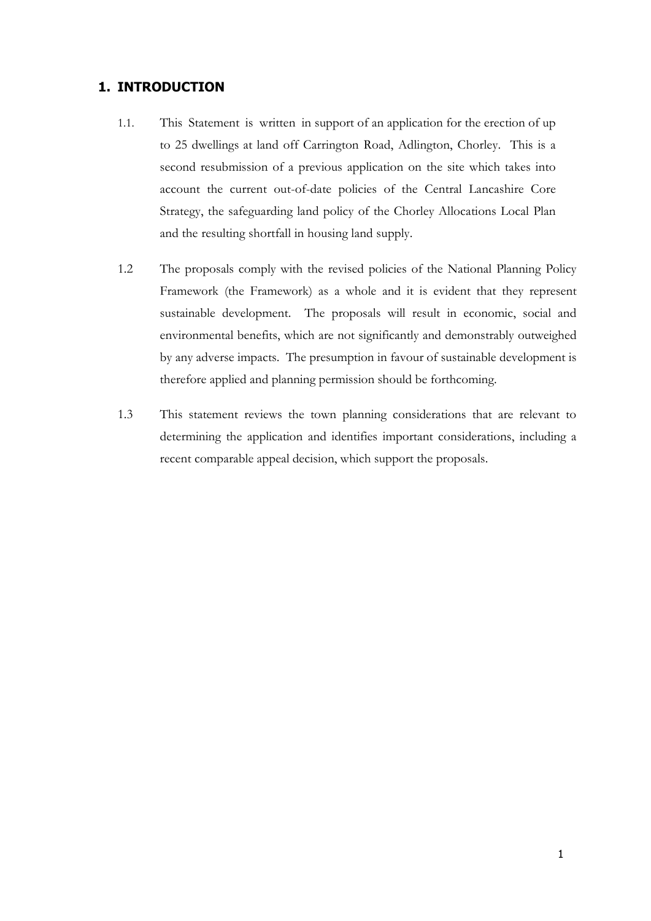## 1. INTRODUCTION

1.1. This Statement is written in support of an application for the erection of up to 25 dwellings at land off Carrington Road, Adlington, Chorley. This is a second resubmission of a previous application on the site which takes into account the current out-of-date policies of the Central Lancashire Core Strategy, the safeguarding land policy of the Chorley Allocations Local Plan and the resulting shortfall in housing land supply.

1.2 The proposals comply with the revised policies of the National Planning Policy Framework (the Framework) as a whole and it is evident that they represent sustainable development. The proposals will result in economic, social and environmental benefits, which are not significantly and demonstrably outweighed by any adverse impacts. The presumption in favour of sustainable development is therefore applied and planning permission should be forthcoming.

1.3 This statement reviews the town planning considerations that are relevant to determining the application and identifies important considerations, including a recent comparable appeal decision, which support the proposals.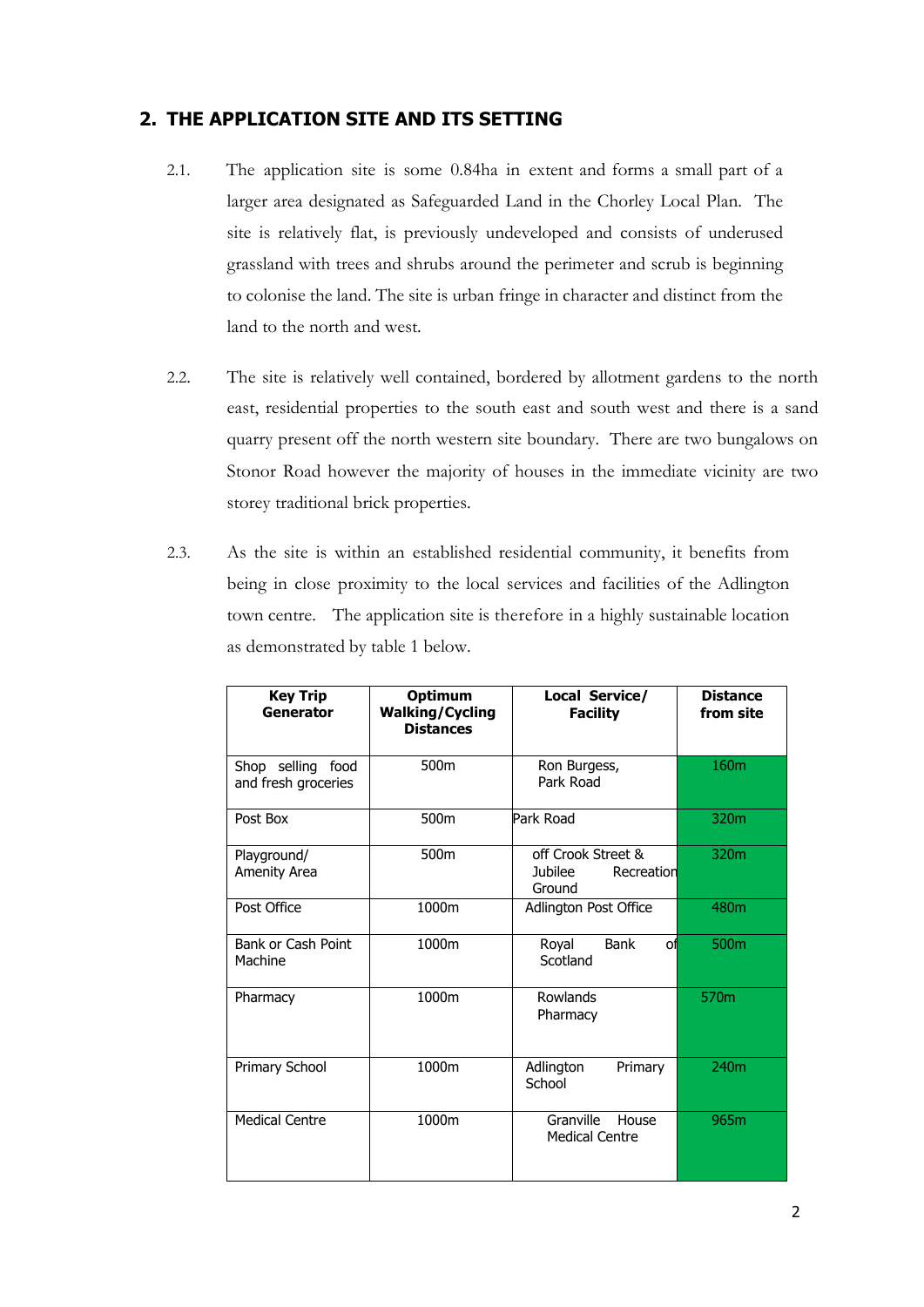## 2. THE APPLICATION SITE AND ITS SETTING

2.1. The application site is some 0.84ha in extent and forms a small part of a larger area designated as Safeguarded Land in the Chorley Local Plan. The site is relatively flat, is previously undeveloped and consists of underused grassland with trees and shrubs around the perimeter and scrub is beginning to colonise the land. The site is urban fringe in character and distinct from the land to the north and west.

2.2. The site is relatively well contained, bordered by allotment gardens to the north east, residential properties to the south east and south west and there is a sand quarry present off the north western site boundary. There are two bungalows on Stonor Road however the majority of houses in the immediate vicinity are two storey traditional brick properties.

2.3. As the site is within an established residential community, it benefits from being in close proximity to the local services and facilities of the Adlington town centre. The application site is therefore in a highly sustainable location as demonstrated by table 1 below.

| Key Trip Generator | Optimum Walking/Cycling Distances | Local Service/ Facility | Distance from site |
|---|---|---|---|
| Shop selling food and fresh groceries | 500m | Ron Burgess, Park Road | 160m |
| Post Box | 500m | Park Road | 320m |
| Playground/ Amenity Area | 500m | off Crook Street & Jubilee Recreation Ground | 320m |
| Post Office | 1000m | Adlington Post Office | 480m |
| Bank or Cash Point Machine | 1000m | Royal Bank of Scotland | 500m |
| Pharmacy | 1000m | Rowlands Pharmacy | 570m |
| Primary School | 1000m | Adlington Primary School | 240m |
| Medical Centre | 1000m | Granville House Medical Centre | 965m |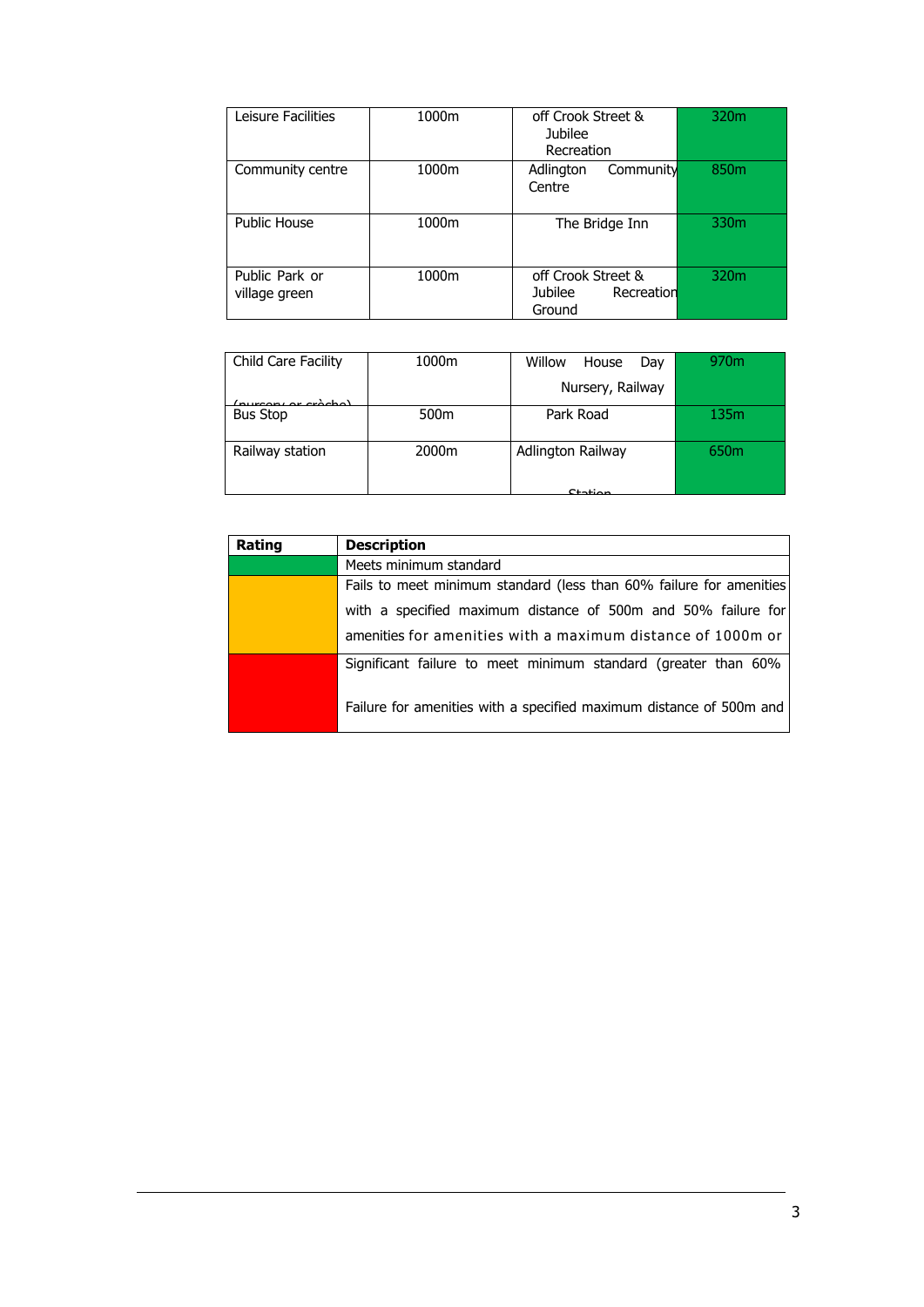| | | | |
|---|---|---|---|
| Leisure Facilities | 1000m | off Crook Street & Jubilee Recreation | 320m |
| Community centre | 1000m | Adlington Community Centre | 850m |
| Public House | 1000m | The Bridge Inn | 330m |
| Public Park or village green | 1000m | off Crook Street & Jubilee Recreation Ground | 320m |

| | | | |
|---|---|---|---|
| Child Care Facility (nursery or crèche) | 1000m | Willow House Day Nursery, Railway | 970m |
| Bus Stop | 500m | Park Road | 135m |
| Railway station | 2000m | Adlington Railway Station | 650m |

| Rating | Description |
|---|---|
| | Meets minimum standard |
| | Fails to meet minimum standard (less than 60% failure for amenities with a specified maximum distance of 500m and 50% failure for amenities for amenities with a maximum distance of 1000m or |
| | Significant failure to meet minimum standard (greater than 60% Failure for amenities with a specified maximum distance of 500m and |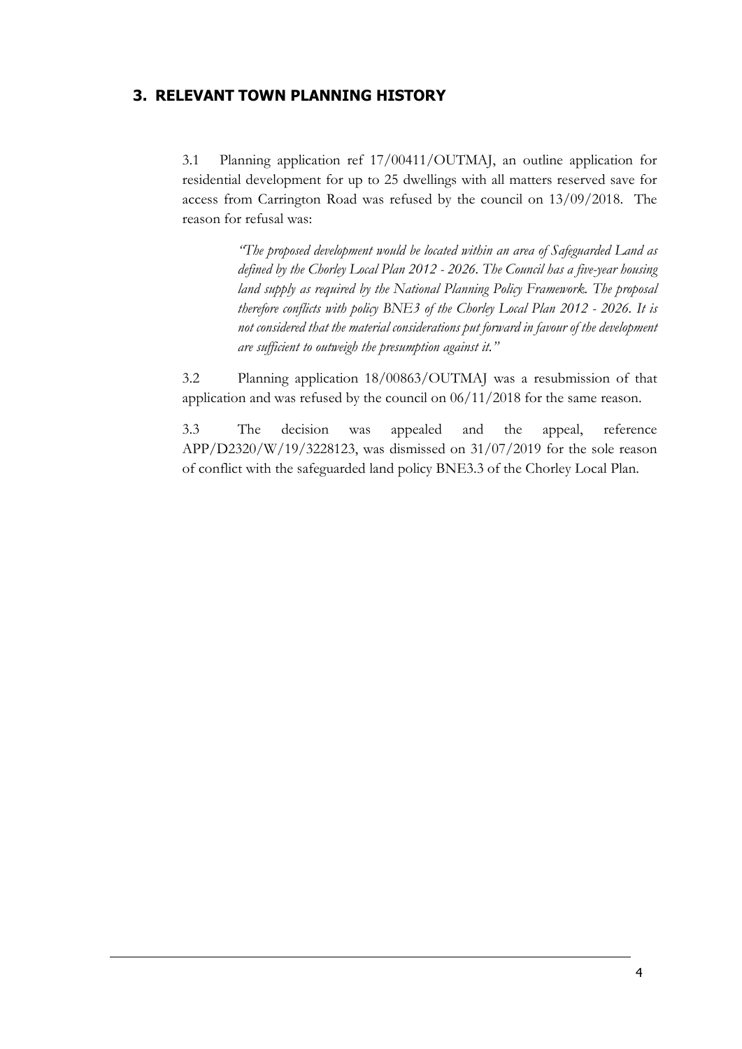## 3. RELEVANT TOWN PLANNING HISTORY

3.1 Planning application ref 17/00411/OUTMAJ, an outline application for residential development for up to 25 dwellings with all matters reserved save for access from Carrington Road was refused by the council on 13/09/2018. The reason for refusal was:

> *"The proposed development would be located within an area of Safeguarded Land as defined by the Chorley Local Plan 2012 - 2026. The Council has a five-year housing land supply as required by the National Planning Policy Framework. The proposal therefore conflicts with policy BNE3 of the Chorley Local Plan 2012 - 2026. It is not considered that the material considerations put forward in favour of the development are sufficient to outweigh the presumption against it."*

3.2 Planning application 18/00863/OUTMAJ was a resubmission of that application and was refused by the council on 06/11/2018 for the same reason.

3.3 The decision was appealed and the appeal, reference APP/D2320/W/19/3228123, was dismissed on 31/07/2019 for the sole reason of conflict with the safeguarded land policy BNE3.3 of the Chorley Local Plan.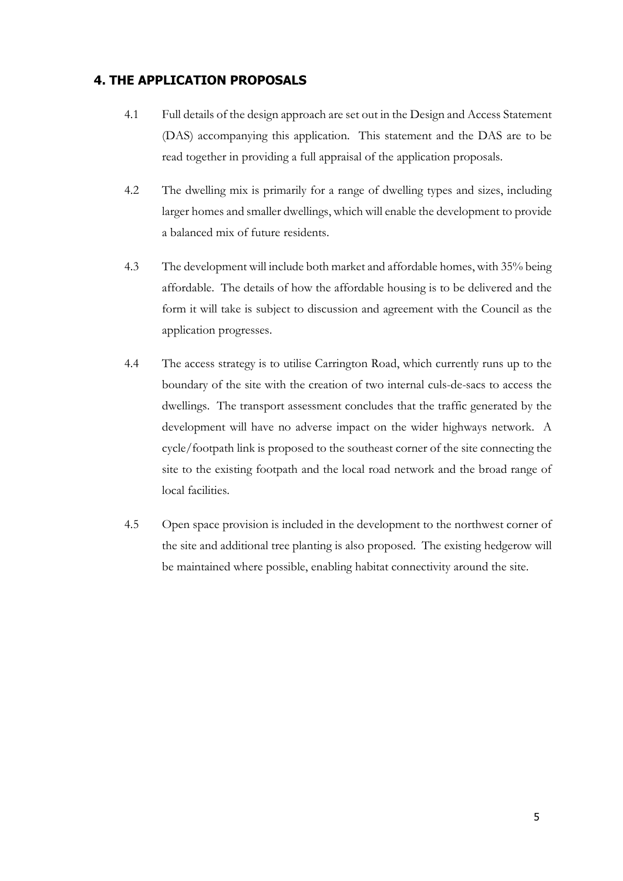## 4. THE APPLICATION PROPOSALS

4.1 Full details of the design approach are set out in the Design and Access Statement (DAS) accompanying this application. This statement and the DAS are to be read together in providing a full appraisal of the application proposals.

4.2 The dwelling mix is primarily for a range of dwelling types and sizes, including larger homes and smaller dwellings, which will enable the development to provide a balanced mix of future residents.

4.3 The development will include both market and affordable homes, with 35% being affordable. The details of how the affordable housing is to be delivered and the form it will take is subject to discussion and agreement with the Council as the application progresses.

4.4 The access strategy is to utilise Carrington Road, which currently runs up to the boundary of the site with the creation of two internal culs-de-sacs to access the dwellings. The transport assessment concludes that the traffic generated by the development will have no adverse impact on the wider highways network. A cycle/footpath link is proposed to the southeast corner of the site connecting the site to the existing footpath and the local road network and the broad range of local facilities.

4.5 Open space provision is included in the development to the northwest corner of the site and additional tree planting is also proposed. The existing hedgerow will be maintained where possible, enabling habitat connectivity around the site.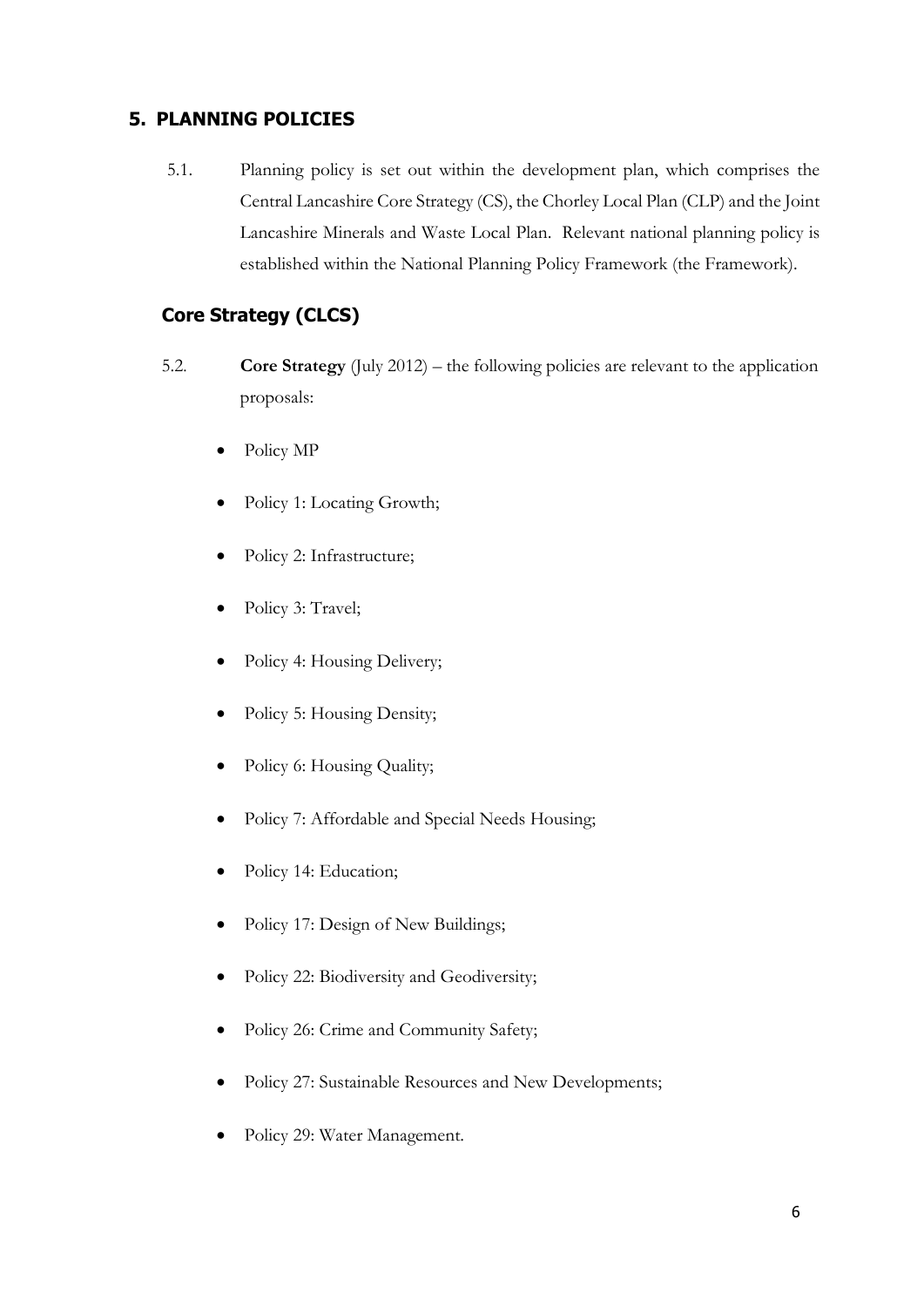## 5. PLANNING POLICIES

5.1. Planning policy is set out within the development plan, which comprises the Central Lancashire Core Strategy (CS), the Chorley Local Plan (CLP) and the Joint Lancashire Minerals and Waste Local Plan. Relevant national planning policy is established within the National Planning Policy Framework (the Framework).

### Core Strategy (CLCS)

5.2. **Core Strategy** (July 2012) – the following policies are relevant to the application proposals:

- Policy MP
- Policy 1: Locating Growth;
- Policy 2: Infrastructure;
- Policy 3: Travel;
- Policy 4: Housing Delivery;
- Policy 5: Housing Density;
- Policy 6: Housing Quality;
- Policy 7: Affordable and Special Needs Housing;
- Policy 14: Education;
- Policy 17: Design of New Buildings;
- Policy 22: Biodiversity and Geodiversity;
- Policy 26: Crime and Community Safety;
- Policy 27: Sustainable Resources and New Developments;
- Policy 29: Water Management.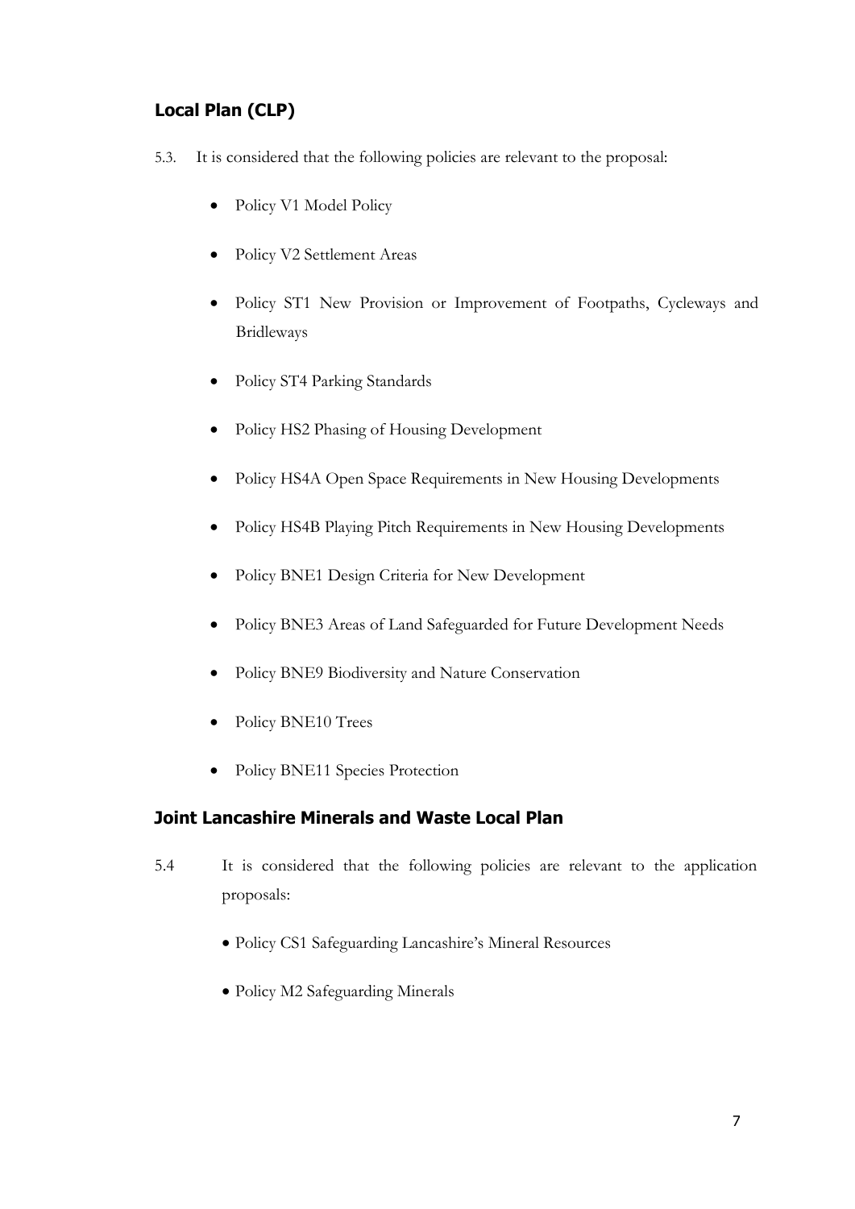## Local Plan (CLP)

5.3. It is considered that the following policies are relevant to the proposal:

- Policy V1 Model Policy
- Policy V2 Settlement Areas
- Policy ST1 New Provision or Improvement of Footpaths, Cycleways and Bridleways
- Policy ST4 Parking Standards
- Policy HS2 Phasing of Housing Development
- Policy HS4A Open Space Requirements in New Housing Developments
- Policy HS4B Playing Pitch Requirements in New Housing Developments
- Policy BNE1 Design Criteria for New Development
- Policy BNE3 Areas of Land Safeguarded for Future Development Needs
- Policy BNE9 Biodiversity and Nature Conservation
- Policy BNE10 Trees
- Policy BNE11 Species Protection

## Joint Lancashire Minerals and Waste Local Plan

5.4 It is considered that the following policies are relevant to the application proposals:

- Policy CS1 Safeguarding Lancashire's Mineral Resources
- Policy M2 Safeguarding Minerals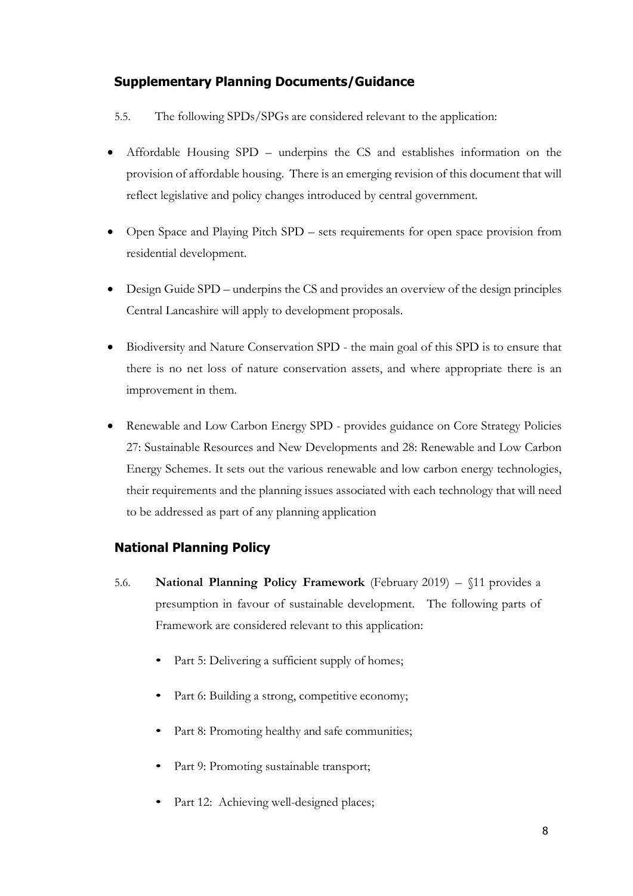## Supplementary Planning Documents/Guidance

5.5. The following SPDs/SPGs are considered relevant to the application:

- Affordable Housing SPD – underpins the CS and establishes information on the provision of affordable housing. There is an emerging revision of this document that will reflect legislative and policy changes introduced by central government.
- Open Space and Playing Pitch SPD – sets requirements for open space provision from residential development.
- Design Guide SPD – underpins the CS and provides an overview of the design principles Central Lancashire will apply to development proposals.
- Biodiversity and Nature Conservation SPD - the main goal of this SPD is to ensure that there is no net loss of nature conservation assets, and where appropriate there is an improvement in them.
- Renewable and Low Carbon Energy SPD - provides guidance on Core Strategy Policies 27: Sustainable Resources and New Developments and 28: Renewable and Low Carbon Energy Schemes. It sets out the various renewable and low carbon energy technologies, their requirements and the planning issues associated with each technology that will need to be addressed as part of any planning application

## National Planning Policy

5.6. **National Planning Policy Framework** (February 2019) – §11 provides a presumption in favour of sustainable development. The following parts of Framework are considered relevant to this application:

- Part 5: Delivering a sufficient supply of homes;
- Part 6: Building a strong, competitive economy;
- Part 8: Promoting healthy and safe communities;
- Part 9: Promoting sustainable transport;
- Part 12: Achieving well-designed places;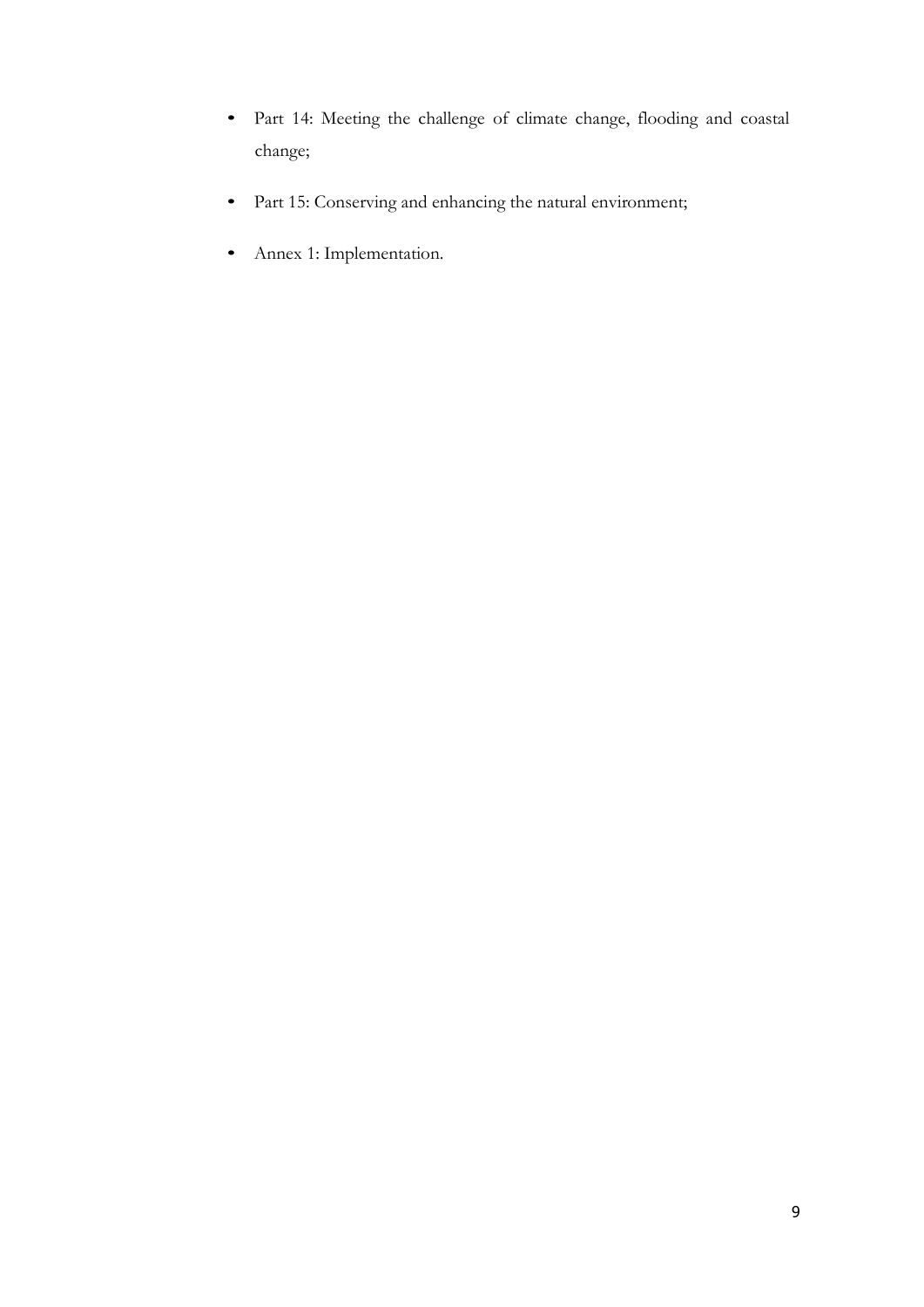- Part 14: Meeting the challenge of climate change, flooding and coastal change;
- Part 15: Conserving and enhancing the natural environment;
- Annex 1: Implementation.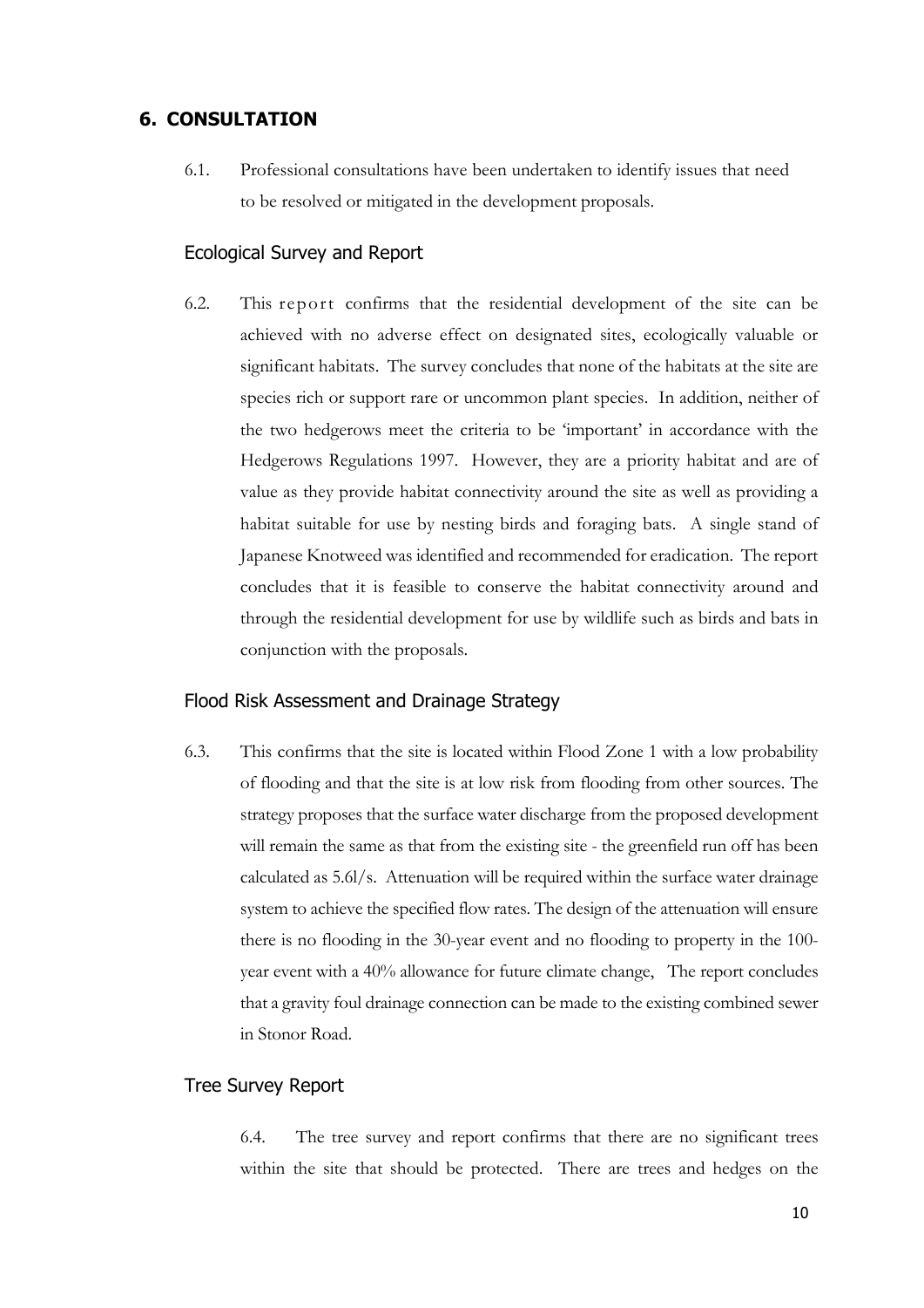## 6. CONSULTATION

6.1. Professional consultations have been undertaken to identify issues that need to be resolved or mitigated in the development proposals.

### Ecological Survey and Report

6.2. This report confirms that the residential development of the site can be achieved with no adverse effect on designated sites, ecologically valuable or significant habitats. The survey concludes that none of the habitats at the site are species rich or support rare or uncommon plant species. In addition, neither of the two hedgerows meet the criteria to be 'important' in accordance with the Hedgerows Regulations 1997. However, they are a priority habitat and are of value as they provide habitat connectivity around the site as well as providing a habitat suitable for use by nesting birds and foraging bats. A single stand of Japanese Knotweed was identified and recommended for eradication. The report concludes that it is feasible to conserve the habitat connectivity around and through the residential development for use by wildlife such as birds and bats in conjunction with the proposals.

### Flood Risk Assessment and Drainage Strategy

6.3. This confirms that the site is located within Flood Zone 1 with a low probability of flooding and that the site is at low risk from flooding from other sources. The strategy proposes that the surface water discharge from the proposed development will remain the same as that from the existing site - the greenfield run off has been calculated as 5.6l/s. Attenuation will be required within the surface water drainage system to achieve the specified flow rates. The design of the attenuation will ensure there is no flooding in the 30-year event and no flooding to property in the 100-year event with a 40% allowance for future climate change, The report concludes that a gravity foul drainage connection can be made to the existing combined sewer in Stonor Road.

### Tree Survey Report

6.4. The tree survey and report confirms that there are no significant trees within the site that should be protected. There are trees and hedges on the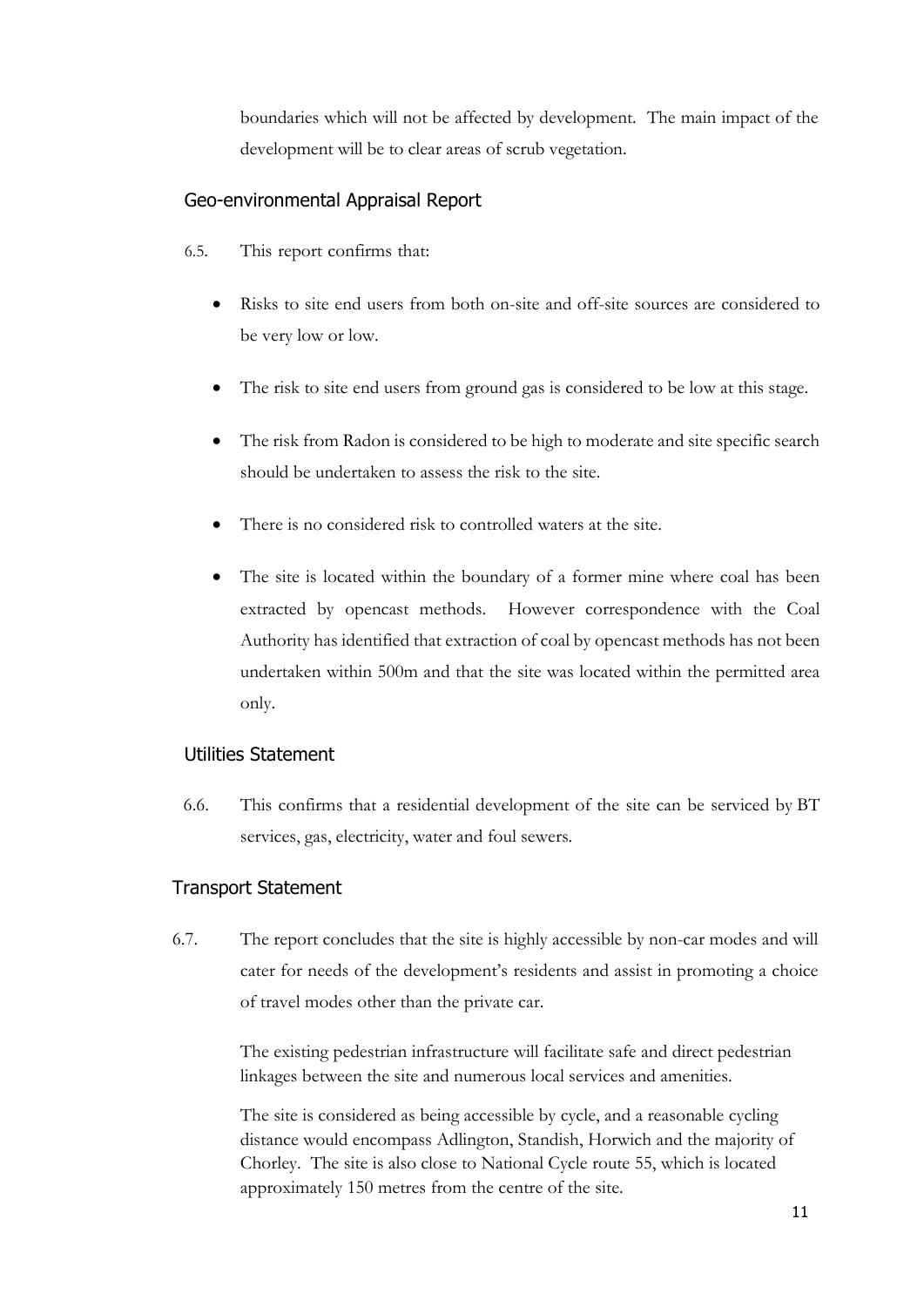boundaries which will not be affected by development. The main impact of the development will be to clear areas of scrub vegetation.

### Geo-environmental Appraisal Report

6.5. This report confirms that:

- Risks to site end users from both on-site and off-site sources are considered to be very low or low.
- The risk to site end users from ground gas is considered to be low at this stage.
- The risk from Radon is considered to be high to moderate and site specific search should be undertaken to assess the risk to the site.
- There is no considered risk to controlled waters at the site.
- The site is located within the boundary of a former mine where coal has been extracted by opencast methods. However correspondence with the Coal Authority has identified that extraction of coal by opencast methods has not been undertaken within 500m and that the site was located within the permitted area only.

### Utilities Statement

6.6. This confirms that a residential development of the site can be serviced by BT services, gas, electricity, water and foul sewers.

### Transport Statement

6.7. The report concludes that the site is highly accessible by non-car modes and will cater for needs of the development's residents and assist in promoting a choice of travel modes other than the private car.

The existing pedestrian infrastructure will facilitate safe and direct pedestrian linkages between the site and numerous local services and amenities.

The site is considered as being accessible by cycle, and a reasonable cycling distance would encompass Adlington, Standish, Horwich and the majority of Chorley. The site is also close to National Cycle route 55, which is located approximately 150 metres from the centre of the site.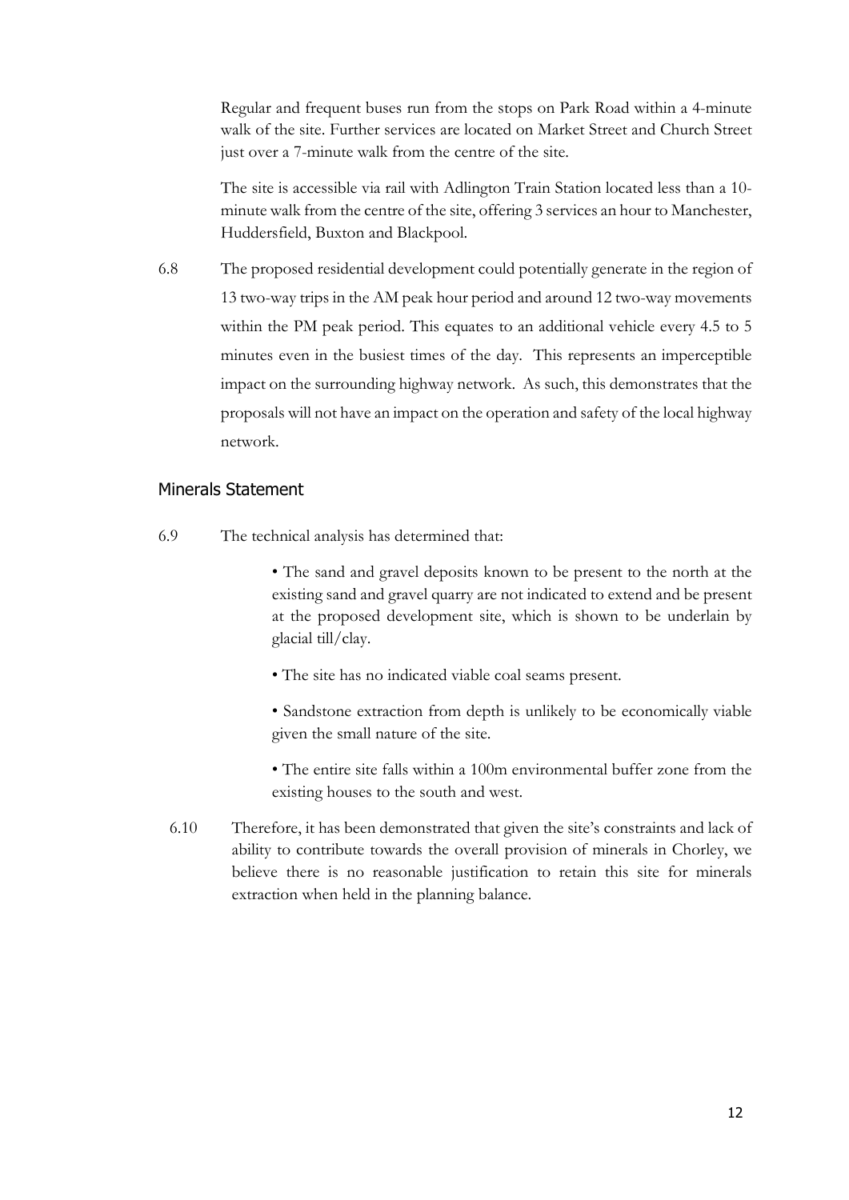Regular and frequent buses run from the stops on Park Road within a 4-minute walk of the site. Further services are located on Market Street and Church Street just over a 7-minute walk from the centre of the site.

The site is accessible via rail with Adlington Train Station located less than a 10-minute walk from the centre of the site, offering 3 services an hour to Manchester, Huddersfield, Buxton and Blackpool.

6.8 The proposed residential development could potentially generate in the region of 13 two-way trips in the AM peak hour period and around 12 two-way movements within the PM peak period. This equates to an additional vehicle every 4.5 to 5 minutes even in the busiest times of the day. This represents an imperceptible impact on the surrounding highway network. As such, this demonstrates that the proposals will not have an impact on the operation and safety of the local highway network.

## Minerals Statement

6.9 The technical analysis has determined that:

- The sand and gravel deposits known to be present to the north at the existing sand and gravel quarry are not indicated to extend and be present at the proposed development site, which is shown to be underlain by glacial till/clay.
- The site has no indicated viable coal seams present.
- Sandstone extraction from depth is unlikely to be economically viable given the small nature of the site.
- The entire site falls within a 100m environmental buffer zone from the existing houses to the south and west.

6.10 Therefore, it has been demonstrated that given the site's constraints and lack of ability to contribute towards the overall provision of minerals in Chorley, we believe there is no reasonable justification to retain this site for minerals extraction when held in the planning balance.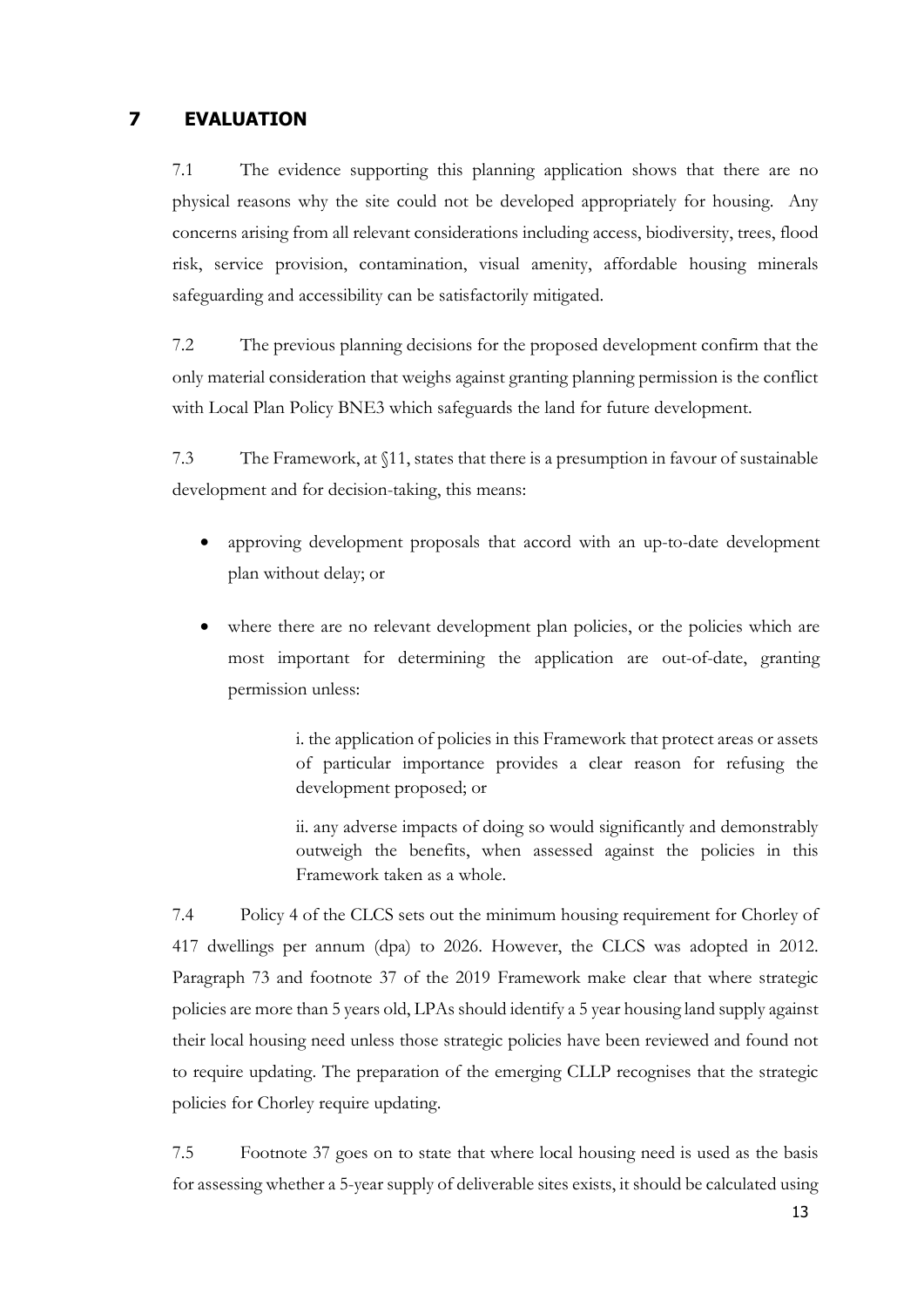## 7 EVALUATION

7.1 The evidence supporting this planning application shows that there are no physical reasons why the site could not be developed appropriately for housing. Any concerns arising from all relevant considerations including access, biodiversity, trees, flood risk, service provision, contamination, visual amenity, affordable housing minerals safeguarding and accessibility can be satisfactorily mitigated.

7.2 The previous planning decisions for the proposed development confirm that the only material consideration that weighs against granting planning permission is the conflict with Local Plan Policy BNE3 which safeguards the land for future development.

7.3 The Framework, at §11, states that there is a presumption in favour of sustainable development and for decision-taking, this means:

- approving development proposals that accord with an up-to-date development plan without delay; or
- where there are no relevant development plan policies, or the policies which are most important for determining the application are out-of-date, granting permission unless:

    i. the application of policies in this Framework that protect areas or assets of particular importance provides a clear reason for refusing the development proposed; or

    ii. any adverse impacts of doing so would significantly and demonstrably outweigh the benefits, when assessed against the policies in this Framework taken as a whole.

7.4 Policy 4 of the CLCS sets out the minimum housing requirement for Chorley of 417 dwellings per annum (dpa) to 2026. However, the CLCS was adopted in 2012. Paragraph 73 and footnote 37 of the 2019 Framework make clear that where strategic policies are more than 5 years old, LPAs should identify a 5 year housing land supply against their local housing need unless those strategic policies have been reviewed and found not to require updating. The preparation of the emerging CLLP recognises that the strategic policies for Chorley require updating.

7.5 Footnote 37 goes on to state that where local housing need is used as the basis for assessing whether a 5-year supply of deliverable sites exists, it should be calculated using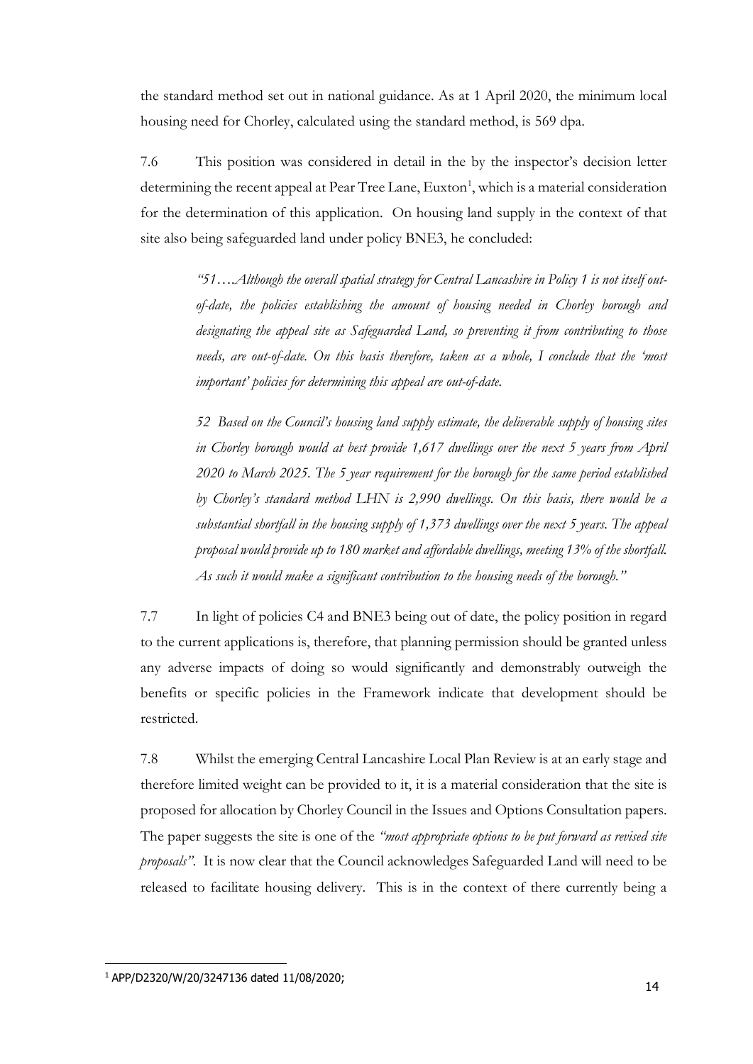the standard method set out in national guidance. As at 1 April 2020, the minimum local housing need for Chorley, calculated using the standard method, is 569 dpa.

7.6 This position was considered in detail in the by the inspector's decision letter determining the recent appeal at Pear Tree Lane, Euxton[1], which is a material consideration for the determination of this application. On housing land supply in the context of that site also being safeguarded land under policy BNE3, he concluded:

> *"51….Although the overall spatial strategy for Central Lancashire in Policy 1 is not itself out-of-date, the policies establishing the amount of housing needed in Chorley borough and designating the appeal site as Safeguarded Land, so preventing it from contributing to those needs, are out-of-date. On this basis therefore, taken as a whole, I conclude that the 'most important' policies for determining this appeal are out-of-date.*
>
> *52 Based on the Council's housing land supply estimate, the deliverable supply of housing sites in Chorley borough would at best provide 1,617 dwellings over the next 5 years from April 2020 to March 2025. The 5 year requirement for the borough for the same period established by Chorley's standard method LHN is 2,990 dwellings. On this basis, there would be a substantial shortfall in the housing supply of 1,373 dwellings over the next 5 years. The appeal proposal would provide up to 180 market and affordable dwellings, meeting 13% of the shortfall. As such it would make a significant contribution to the housing needs of the borough."*

7.7 In light of policies C4 and BNE3 being out of date, the policy position in regard to the current applications is, therefore, that planning permission should be granted unless any adverse impacts of doing so would significantly and demonstrably outweigh the benefits or specific policies in the Framework indicate that development should be restricted.

7.8 Whilst the emerging Central Lancashire Local Plan Review is at an early stage and therefore limited weight can be provided to it, it is a material consideration that the site is proposed for allocation by Chorley Council in the Issues and Options Consultation papers. The paper suggests the site is one of the *"most appropriate options to be put forward as revised site proposals"*. It is now clear that the Council acknowledges Safeguarded Land will need to be released to facilitate housing delivery. This is in the context of there currently being a

[1] APP/D2320/W/20/3247136 dated 11/08/2020;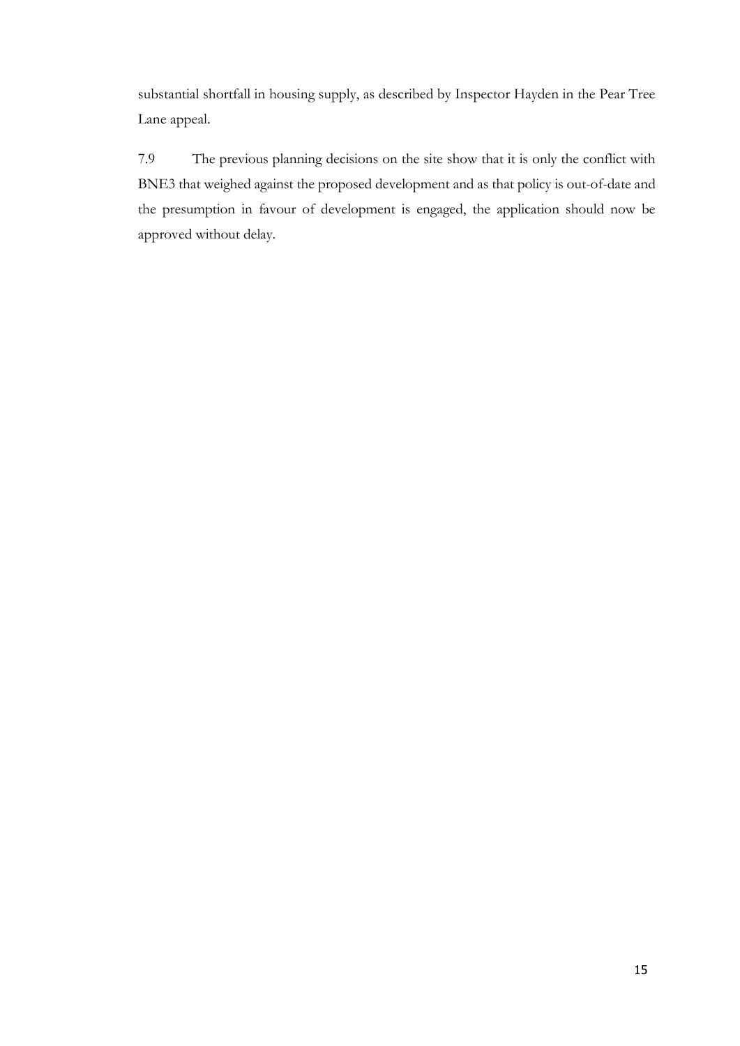substantial shortfall in housing supply, as described by Inspector Hayden in the Pear Tree Lane appeal.

7.9 The previous planning decisions on the site show that it is only the conflict with BNE3 that weighed against the proposed development and as that policy is out-of-date and the presumption in favour of development is engaged, the application should now be approved without delay.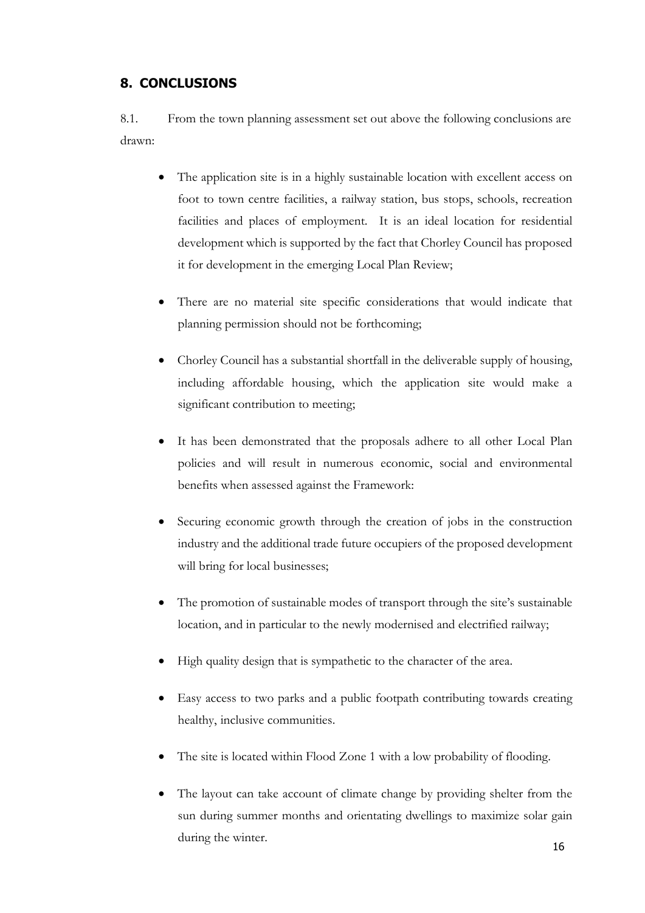## 8. CONCLUSIONS

8.1. From the town planning assessment set out above the following conclusions are drawn:

- The application site is in a highly sustainable location with excellent access on foot to town centre facilities, a railway station, bus stops, schools, recreation facilities and places of employment. It is an ideal location for residential development which is supported by the fact that Chorley Council has proposed it for development in the emerging Local Plan Review;
- There are no material site specific considerations that would indicate that planning permission should not be forthcoming;
- Chorley Council has a substantial shortfall in the deliverable supply of housing, including affordable housing, which the application site would make a significant contribution to meeting;
- It has been demonstrated that the proposals adhere to all other Local Plan policies and will result in numerous economic, social and environmental benefits when assessed against the Framework:
- Securing economic growth through the creation of jobs in the construction industry and the additional trade future occupiers of the proposed development will bring for local businesses;
- The promotion of sustainable modes of transport through the site's sustainable location, and in particular to the newly modernised and electrified railway;
- High quality design that is sympathetic to the character of the area.
- Easy access to two parks and a public footpath contributing towards creating healthy, inclusive communities.
- The site is located within Flood Zone 1 with a low probability of flooding.
- The layout can take account of climate change by providing shelter from the sun during summer months and orientating dwellings to maximize solar gain during the winter.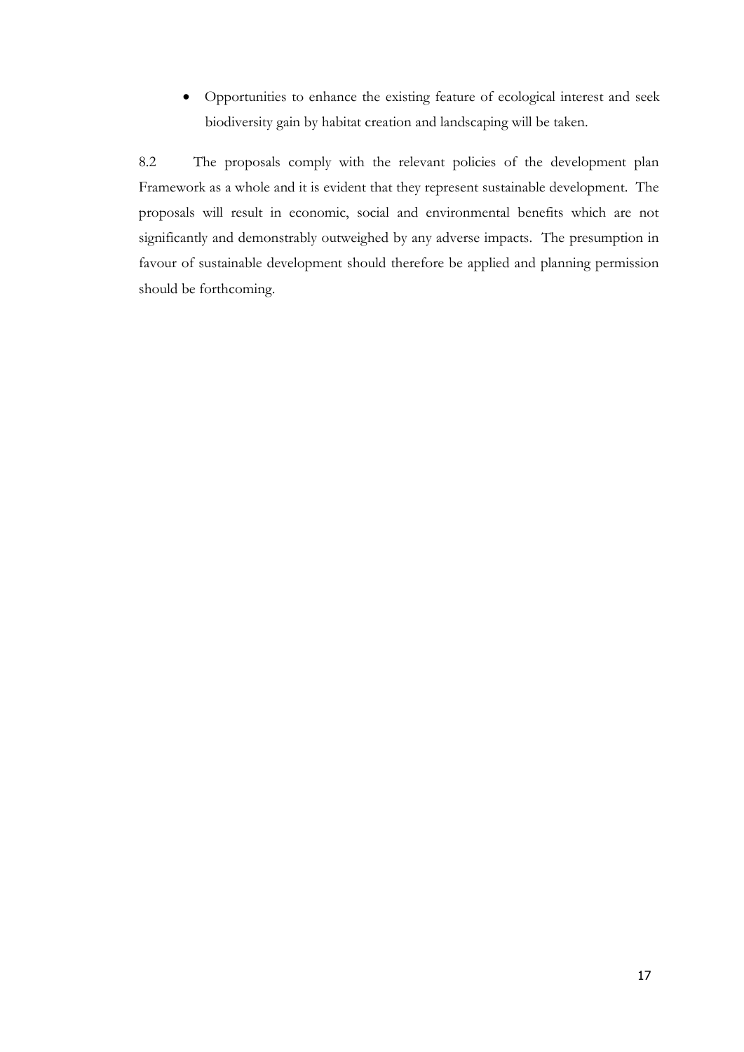- Opportunities to enhance the existing feature of ecological interest and seek biodiversity gain by habitat creation and landscaping will be taken.

8.2 The proposals comply with the relevant policies of the development plan Framework as a whole and it is evident that they represent sustainable development. The proposals will result in economic, social and environmental benefits which are not significantly and demonstrably outweighed by any adverse impacts. The presumption in favour of sustainable development should therefore be applied and planning permission should be forthcoming.